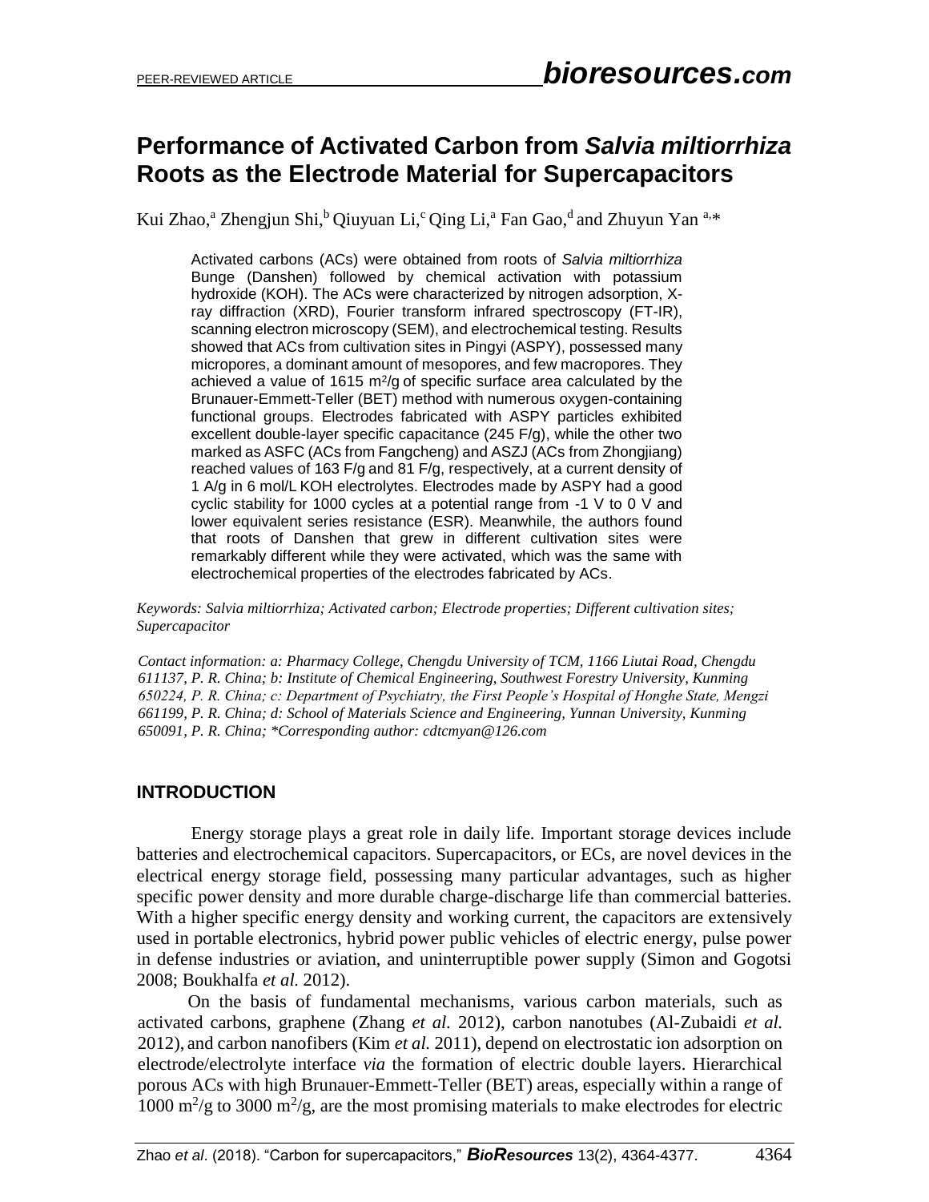# Performance of Activated Carbon from *Salvia miltiorrhiza* Roots as the Electrode Material for Supercapacitors

Kui Zhao,[a] Zhengjun Shi,[b] Qiuyuan Li,[c] Qing Li,[a] Fan Gao,[d] and Zhuyun Yan [a,*]

Activated carbons (ACs) were obtained from roots of *Salvia miltiorrhiza* Bunge (Danshen) followed by chemical activation with potassium hydroxide (KOH). The ACs were characterized by nitrogen adsorption, X-ray diffraction (XRD), Fourier transform infrared spectroscopy (FT-IR), scanning electron microscopy (SEM), and electrochemical testing. Results showed that ACs from cultivation sites in Pingyi (ASPY), possessed many micropores, a dominant amount of mesopores, and few macropores. They achieved a value of 1615 $m^2/g$ of specific surface area calculated by the Brunauer-Emmett-Teller (BET) method with numerous oxygen-containing functional groups. Electrodes fabricated with ASPY particles exhibited excellent double-layer specific capacitance (245 F/g), while the other two marked as ASFC (ACs from Fangcheng) and ASZJ (ACs from Zhongjiang) reached values of 163 F/g and 81 F/g, respectively, at a current density of 1 A/g in 6 mol/L KOH electrolytes. Electrodes made by ASPY had a good cyclic stability for 1000 cycles at a potential range from -1 V to 0 V and lower equivalent series resistance (ESR). Meanwhile, the authors found that roots of Danshen that grew in different cultivation sites were remarkably different while they were activated, which was the same with electrochemical properties of the electrodes fabricated by ACs.

*Keywords: Salvia miltiorrhiza; Activated carbon; Electrode properties; Different cultivation sites; Supercapacitor*

*Contact information: a: Pharmacy College, Chengdu University of TCM, 1166 Liutai Road, Chengdu 611137, P. R. China; b: Institute of Chemical Engineering, Southwest Forestry University, Kunming 650224, P. R. China; c: Department of Psychiatry, the First People's Hospital of Honghe State, Mengzi 661199, P. R. China; d: School of Materials Science and Engineering, Yunnan University, Kunming 650091, P. R. China; *Corresponding author: cdtcmyan@126.com*

## INTRODUCTION

Energy storage plays a great role in daily life. Important storage devices include batteries and electrochemical capacitors. Supercapacitors, or ECs, are novel devices in the electrical energy storage field, possessing many particular advantages, such as higher specific power density and more durable charge-discharge life than commercial batteries. With a higher specific energy density and working current, the capacitors are extensively used in portable electronics, hybrid power public vehicles of electric energy, pulse power in defense industries or aviation, and uninterruptible power supply (Simon and Gogotsi 2008; Boukhalfa *et al.* 2012).

On the basis of fundamental mechanisms, various carbon materials, such as activated carbons, graphene (Zhang *et al.* 2012), carbon nanotubes (Al-Zubaidi *et al.* 2012), and carbon nanofibers (Kim *et al.* 2011), depend on electrostatic ion adsorption on electrode/electrolyte interface *via* the formation of electric double layers. Hierarchical porous ACs with high Brunauer-Emmett-Teller (BET) areas, especially within a range of 1000 $m^2/g$ to 3000 $m^2/g$, are the most promising materials to make electrodes for electric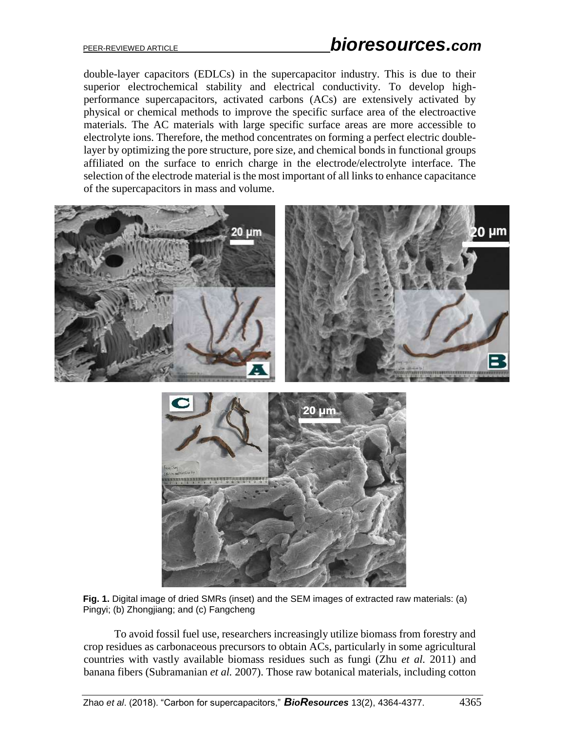double-layer capacitors (EDLCs) in the supercapacitor industry. This is due to their superior electrochemical stability and electrical conductivity. To develop high-performance supercapacitors, activated carbons (ACs) are extensively activated by physical or chemical methods to improve the specific surface area of the electroactive materials. The AC materials with large specific surface areas are more accessible to electrolyte ions. Therefore, the method concentrates on forming a perfect electric double-layer by optimizing the pore structure, pore size, and chemical bonds in functional groups affiliated on the surface to enrich charge in the electrode/electrolyte interface. The selection of the electrode material is the most important of all links to enhance capacitance of the supercapacitors in mass and volume.

**Fig. 1.** Digital image of dried SMRs (inset) and the SEM images of extracted raw materials: (a) Pingyi; (b) Zhongjiang; and (c) Fangcheng

To avoid fossil fuel use, researchers increasingly utilize biomass from forestry and crop residues as carbonaceous precursors to obtain ACs, particularly in some agricultural countries with vastly available biomass residues such as fungi (Zhu *et al.* 2011) and banana fibers (Subramanian *et al.* 2007). Those raw botanical materials, including cotton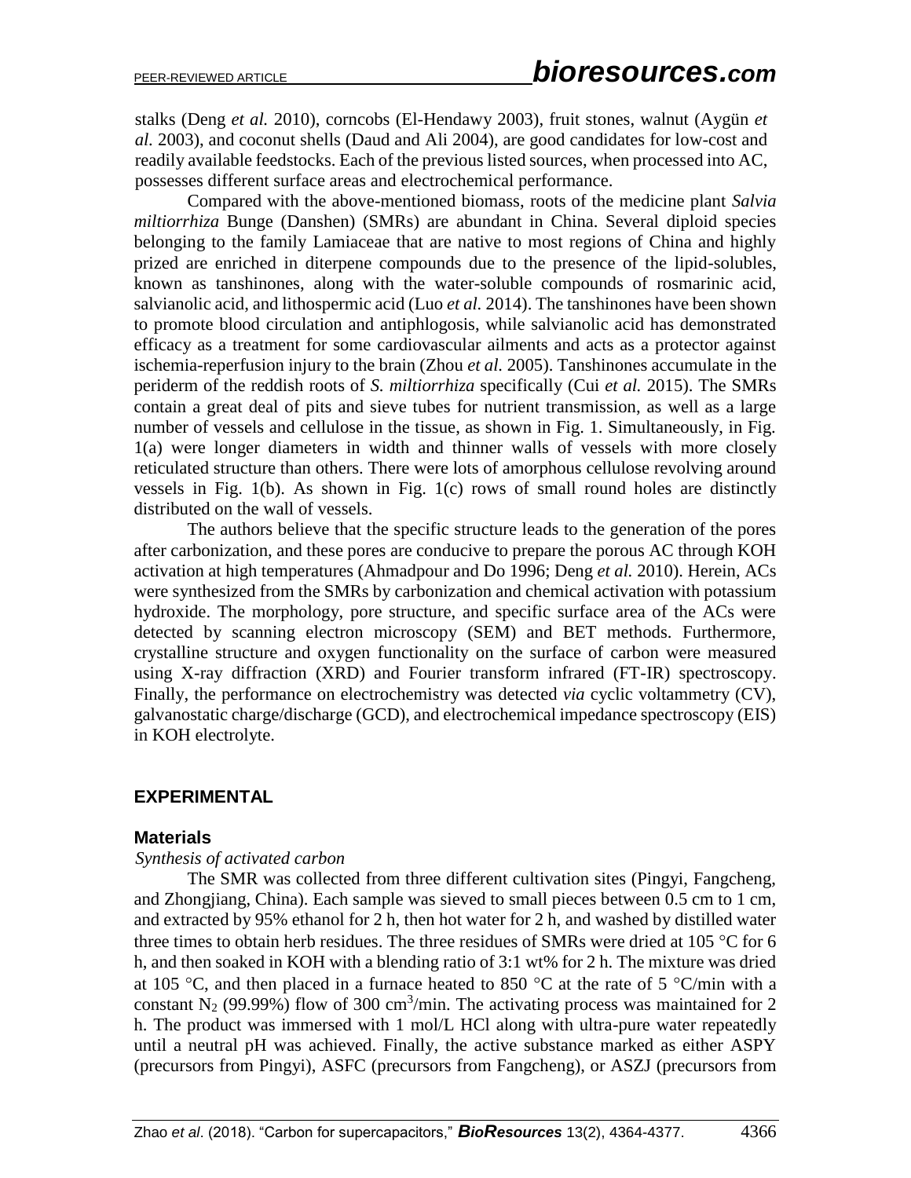stalks (Deng *et al.* 2010), corncobs (El-Hendawy 2003), fruit stones, walnut (Aygün *et al.* 2003), and coconut shells (Daud and Ali 2004), are good candidates for low-cost and readily available feedstocks. Each of the previous listed sources, when processed into AC, possesses different surface areas and electrochemical performance.

Compared with the above-mentioned biomass, roots of the medicine plant *Salvia miltiorrhiza* Bunge (Danshen) (SMRs) are abundant in China. Several diploid species belonging to the family Lamiaceae that are native to most regions of China and highly prized are enriched in diterpene compounds due to the presence of the lipid-solubles, known as tanshinones, along with the water-soluble compounds of rosmarinic acid, salvianolic acid, and lithospermic acid (Luo *et al.* 2014). The tanshinones have been shown to promote blood circulation and antiphlogosis, while salvianolic acid has demonstrated efficacy as a treatment for some cardiovascular ailments and acts as a protector against ischemia-reperfusion injury to the brain (Zhou *et al.* 2005). Tanshinones accumulate in the periderm of the reddish roots of *S. miltiorrhiza* specifically (Cui *et al.* 2015). The SMRs contain a great deal of pits and sieve tubes for nutrient transmission, as well as a large number of vessels and cellulose in the tissue, as shown in Fig. 1. Simultaneously, in Fig. 1(a) were longer diameters in width and thinner walls of vessels with more closely reticulated structure than others. There were lots of amorphous cellulose revolving around vessels in Fig. 1(b). As shown in Fig. 1(c) rows of small round holes are distinctly distributed on the wall of vessels.

The authors believe that the specific structure leads to the generation of the pores after carbonization, and these pores are conducive to prepare the porous AC through KOH activation at high temperatures (Ahmadpour and Do 1996; Deng *et al.* 2010). Herein, ACs were synthesized from the SMRs by carbonization and chemical activation with potassium hydroxide. The morphology, pore structure, and specific surface area of the ACs were detected by scanning electron microscopy (SEM) and BET methods. Furthermore, crystalline structure and oxygen functionality on the surface of carbon were measured using X-ray diffraction (XRD) and Fourier transform infrared (FT-IR) spectroscopy. Finally, the performance on electrochemistry was detected *via* cyclic voltammetry (CV), galvanostatic charge/discharge (GCD), and electrochemical impedance spectroscopy (EIS) in KOH electrolyte.

## EXPERIMENTAL

### Materials

*Synthesis of activated carbon*

The SMR was collected from three different cultivation sites (Pingyi, Fangcheng, and Zhongjiang, China). Each sample was sieved to small pieces between 0.5 cm to 1 cm, and extracted by 95% ethanol for 2 h, then hot water for 2 h, and washed by distilled water three times to obtain herb residues. The three residues of SMRs were dried at 105 °C for 6 h, and then soaked in KOH with a blending ratio of 3:1 wt% for 2 h. The mixture was dried at 105 °C, and then placed in a furnace heated to 850 °C at the rate of 5 °C/min with a constant $N_2$ (99.99%) flow of 300 $cm^3$/min. The activating process was maintained for 2 h. The product was immersed with 1 mol/L HCl along with ultra-pure water repeatedly until a neutral pH was achieved. Finally, the active substance marked as either ASPY (precursors from Pingyi), ASFC (precursors from Fangcheng), or ASZJ (precursors from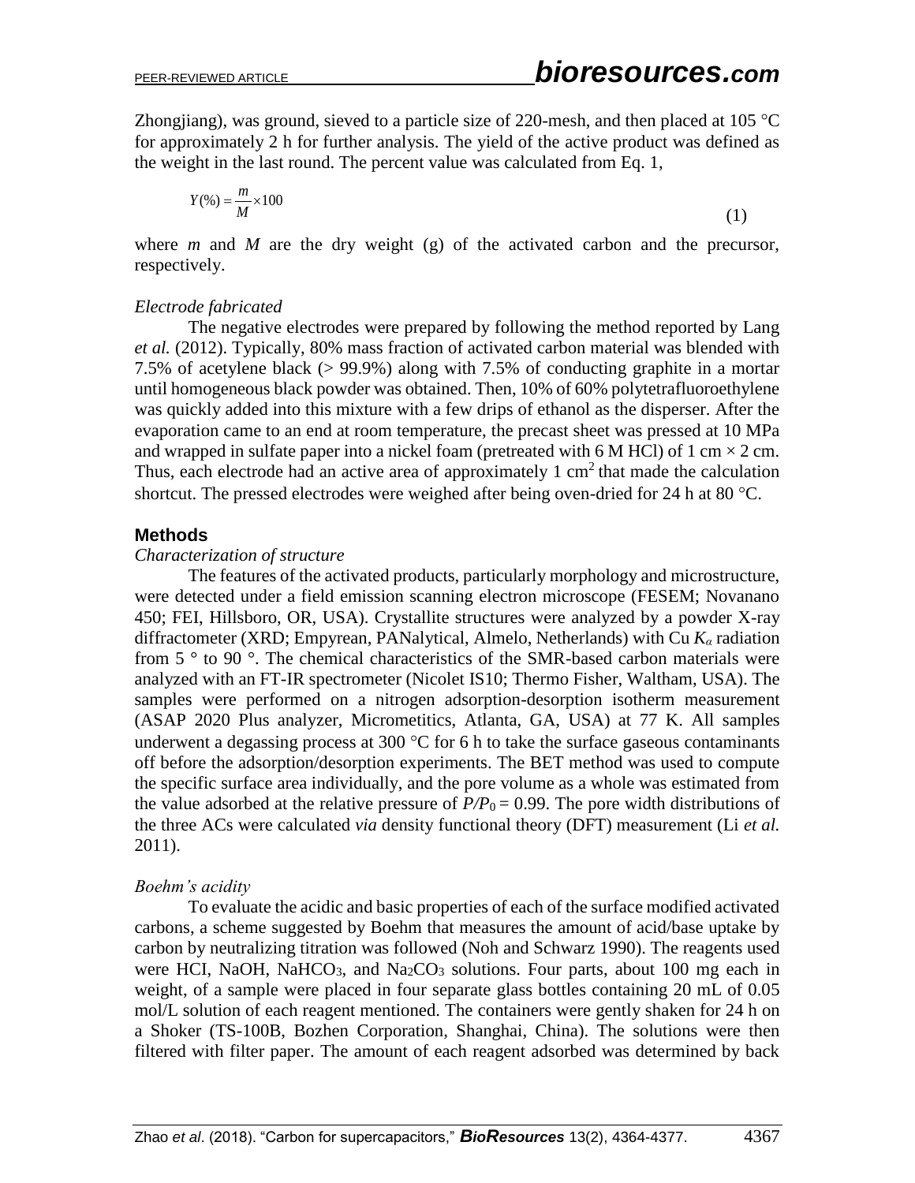Zhongjiang), was ground, sieved to a particle size of 220-mesh, and then placed at 105 °C for approximately 2 h for further analysis. The yield of the active product was defined as the weight in the last round. The percent value was calculated from Eq. 1,

$$Y(\%) = \frac{m}{M} \times 100 \tag{1}$$

where $m$ and $M$ are the dry weight (g) of the activated carbon and the precursor, respectively.

*Electrode fabricated*

The negative electrodes were prepared by following the method reported by Lang *et al.* (2012). Typically, 80% mass fraction of activated carbon material was blended with 7.5% of acetylene black (> 99.9%) along with 7.5% of conducting graphite in a mortar until homogeneous black powder was obtained. Then, 10% of 60% polytetrafluoroethylene was quickly added into this mixture with a few drips of ethanol as the disperser. After the evaporation came to an end at room temperature, the precast sheet was pressed at 10 MPa and wrapped in sulfate paper into a nickel foam (pretreated with 6 M HCl) of 1 cm × 2 cm. Thus, each electrode had an active area of approximately 1 $cm^2$ that made the calculation shortcut. The pressed electrodes were weighed after being oven-dried for 24 h at 80 °C.

## Methods

*Characterization of structure*

The features of the activated products, particularly morphology and microstructure, were detected under a field emission scanning electron microscope (FESEM; Novanano 450; FEI, Hillsboro, OR, USA). Crystallite structures were analyzed by a powder X-ray diffractometer (XRD; Empyrean, PANalytical, Almelo, Netherlands) with Cu $K_{\alpha}$ radiation from 5 ° to 90 °. The chemical characteristics of the SMR-based carbon materials were analyzed with an FT-IR spectrometer (Nicolet IS10; Thermo Fisher, Waltham, USA). The samples were performed on a nitrogen adsorption-desorption isotherm measurement (ASAP 2020 Plus analyzer, Micrometitics, Atlanta, GA, USA) at 77 K. All samples underwent a degassing process at 300 °C for 6 h to take the surface gaseous contaminants off before the adsorption/desorption experiments. The BET method was used to compute the specific surface area individually, and the pore volume as a whole was estimated from the value adsorbed at the relative pressure of $P/P_0 = 0.99$. The pore width distributions of the three ACs were calculated *via* density functional theory (DFT) measurement (Li *et al.* 2011).

*Boehm's acidity*

To evaluate the acidic and basic properties of each of the surface modified activated carbons, a scheme suggested by Boehm that measures the amount of acid/base uptake by carbon by neutralizing titration was followed (Noh and Schwarz 1990). The reagents used were HCl, NaOH, $NaHCO_3$, and $Na_2CO_3$ solutions. Four parts, about 100 mg each in weight, of a sample were placed in four separate glass bottles containing 20 mL of 0.05 mol/L solution of each reagent mentioned. The containers were gently shaken for 24 h on a Shoker (TS-100B, Bozhen Corporation, Shanghai, China). The solutions were then filtered with filter paper. The amount of each reagent adsorbed was determined by back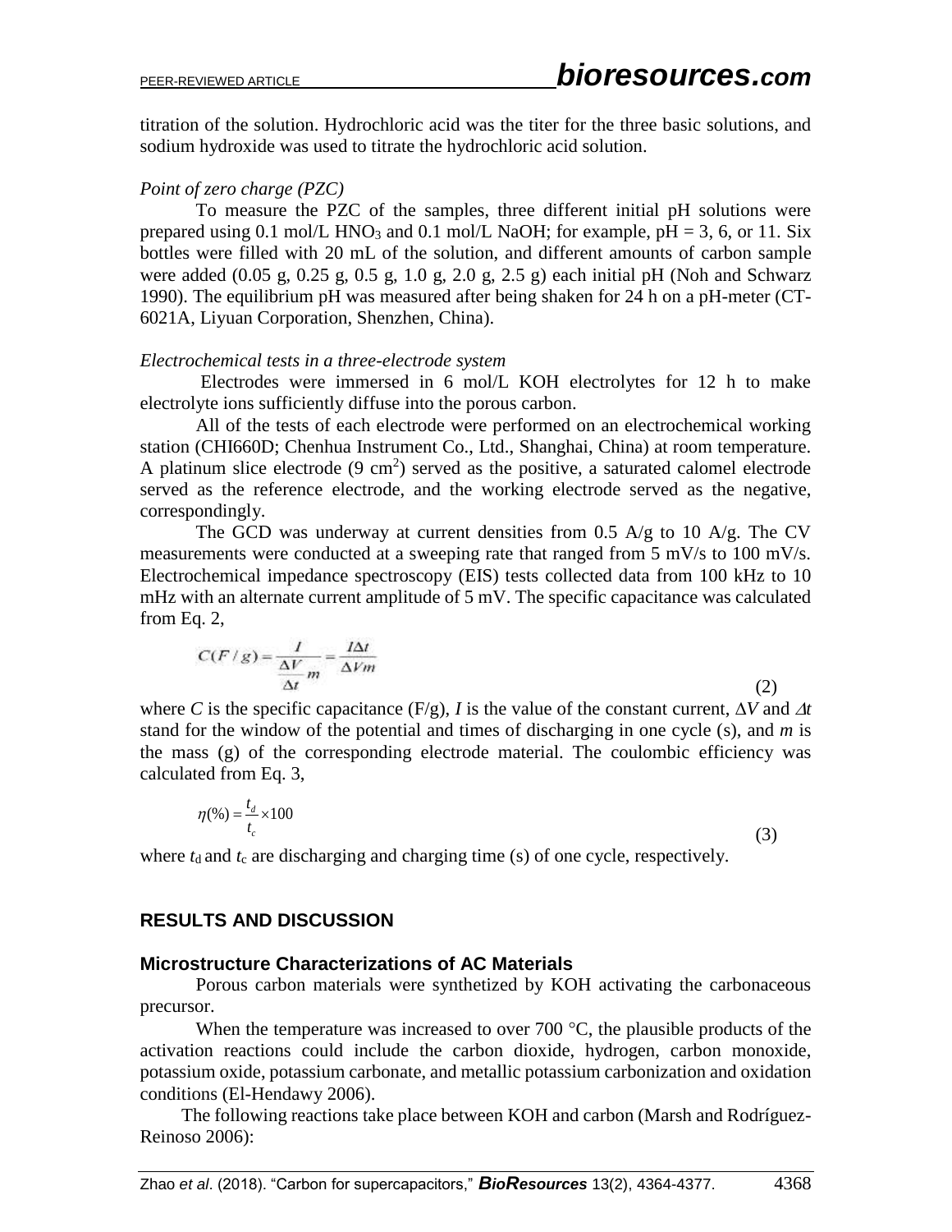titration of the solution. Hydrochloric acid was the titer for the three basic solutions, and sodium hydroxide was used to titrate the hydrochloric acid solution.

*Point of zero charge (PZC)*

To measure the PZC of the samples, three different initial pH solutions were prepared using 0.1 mol/L $HNO_3$ and 0.1 mol/L NaOH; for example, pH = 3, 6, or 11. Six bottles were filled with 20 mL of the solution, and different amounts of carbon sample were added (0.05 g, 0.25 g, 0.5 g, 1.0 g, 2.0 g, 2.5 g) each initial pH (Noh and Schwarz 1990). The equilibrium pH was measured after being shaken for 24 h on a pH-meter (CT-6021A, Liyuan Corporation, Shenzhen, China).

*Electrochemical tests in a three-electrode system*

Electrodes were immersed in 6 mol/L KOH electrolytes for 12 h to make electrolyte ions sufficiently diffuse into the porous carbon.

All of the tests of each electrode were performed on an electrochemical working station (CHI660D; Chenhua Instrument Co., Ltd., Shanghai, China) at room temperature. A platinum slice electrode (9 $cm^2$) served as the positive, a saturated calomel electrode served as the reference electrode, and the working electrode served as the negative, correspondingly.

The GCD was underway at current densities from 0.5 A/g to 10 A/g. The CV measurements were conducted at a sweeping rate that ranged from 5 mV/s to 100 mV/s. Electrochemical impedance spectroscopy (EIS) tests collected data from 100 kHz to 10 mHz with an alternate current amplitude of 5 mV. The specific capacitance was calculated from Eq. 2,

$$C(F/g) = \frac{I}{\frac{\Delta V}{\Delta t} m} = \frac{I \Delta t}{\Delta V m} \tag{2}$$

where $C$ is the specific capacitance (F/g), $I$ is the value of the constant current, $\Delta V$ and $\Delta t$ stand for the window of the potential and times of discharging in one cycle (s), and $m$ is the mass (g) of the corresponding electrode material. The coulombic efficiency was calculated from Eq. 3,

$$\eta(\%) = \frac{t_d}{t_c} \times 100 \tag{3}$$

where $t_d$ and $t_c$ are discharging and charging time (s) of one cycle, respectively.

## RESULTS AND DISCUSSION

### Microstructure Characterizations of AC Materials

Porous carbon materials were synthetized by KOH activating the carbonaceous precursor.

When the temperature was increased to over 700 °C, the plausible products of the activation reactions could include the carbon dioxide, hydrogen, carbon monoxide, potassium oxide, potassium carbonate, and metallic potassium carbonization and oxidation conditions (El-Hendawy 2006).

The following reactions take place between KOH and carbon (Marsh and Rodríguez-Reinoso 2006):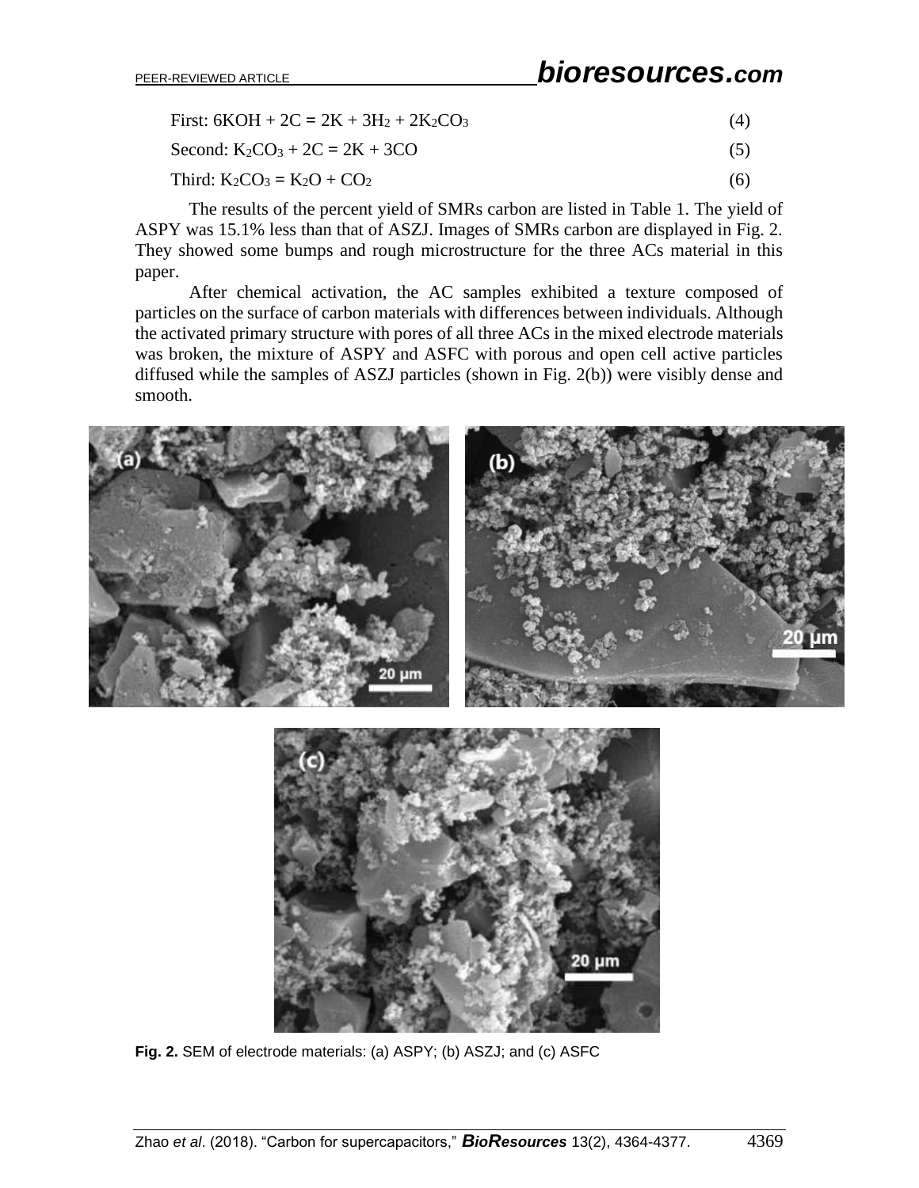First: $6KOH + 2C = 2K + 3H_2 + 2K_2CO_3$ (4)

Second: $K_2CO_3 + 2C = 2K + 3CO$ (5)

Third: $K_2CO_3 = K_2O + CO_2$ (6)

The results of the percent yield of SMRs carbon are listed in Table 1. The yield of ASPY was 15.1% less than that of ASZJ. Images of SMRs carbon are displayed in Fig. 2. They showed some bumps and rough microstructure for the three ACs material in this paper.

After chemical activation, the AC samples exhibited a texture composed of particles on the surface of carbon materials with differences between individuals. Although the activated primary structure with pores of all three ACs in the mixed electrode materials was broken, the mixture of ASPY and ASFC with porous and open cell active particles diffused while the samples of ASZJ particles (shown in Fig. 2(b)) were visibly dense and smooth.

**Fig. 2.** SEM of electrode materials: (a) ASPY; (b) ASZJ; and (c) ASFC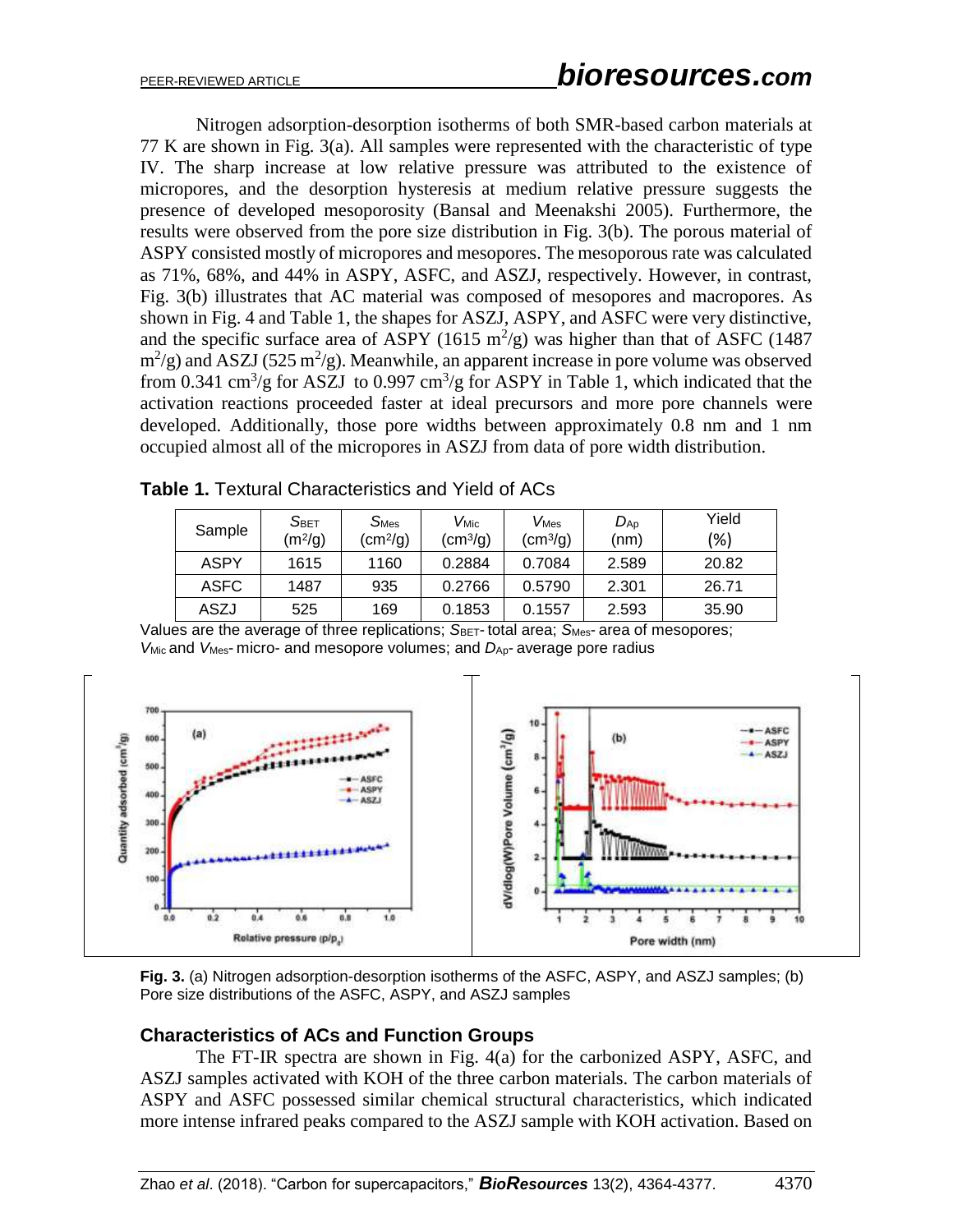Nitrogen adsorption-desorption isotherms of both SMR-based carbon materials at 77 K are shown in Fig. 3(a). All samples were represented with the characteristic of type IV. The sharp increase at low relative pressure was attributed to the existence of micropores, and the desorption hysteresis at medium relative pressure suggests the presence of developed mesoporosity (Bansal and Meenakshi 2005). Furthermore, the results were observed from the pore size distribution in Fig. 3(b). The porous material of ASPY consisted mostly of micropores and mesopores. The mesoporous rate was calculated as 71%, 68%, and 44% in ASPY, ASFC, and ASZJ, respectively. However, in contrast, Fig. 3(b) illustrates that AC material was composed of mesopores and macropores. As shown in Fig. 4 and Table 1, the shapes for ASZJ, ASPY, and ASFC were very distinctive, and the specific surface area of ASPY (1615 $m^2/g$) was higher than that of ASFC (1487 $m^2/g$) and ASZJ (525 $m^2/g$). Meanwhile, an apparent increase in pore volume was observed from 0.341 $cm^3/g$ for ASZJ to 0.997 $cm^3/g$ for ASPY in Table 1, which indicated that the activation reactions proceeded faster at ideal precursors and more pore channels were developed. Additionally, those pore widths between approximately 0.8 nm and 1 nm occupied almost all of the micropores in ASZJ from data of pore width distribution.

**Table 1.** Textural Characteristics and Yield of ACs

| Sample | $S_{BET}$ ($m^2/g$) | $S_{Mes}$ ($cm^2/g$) | $V_{Mic}$ ($cm^3/g$) | $V_{Mes}$ ($cm^3/g$) | $D_{Ap}$ (nm) | Yield (%) |
|---|---|---|---|---|---|---|
| ASPY | 1615 | 1160 | 0.2884 | 0.7084 | 2.589 | 20.82 |
| ASFC | 1487 | 935 | 0.2766 | 0.5790 | 2.301 | 26.71 |
| ASZJ | 525 | 169 | 0.1853 | 0.1557 | 2.593 | 35.90 |

Values are the average of three replications; $S_{BET}$- total area; $S_{Mes}$- area of mesopores; $V_{Mic}$ and $V_{Mes}$- micro- and mesopore volumes; and $D_{Ap}$- average pore radius

**Fig. 3.** (a) Nitrogen adsorption-desorption isotherms of the ASFC, ASPY, and ASZJ samples; (b) Pore size distributions of the ASFC, ASPY, and ASZJ samples

## Characteristics of ACs and Function Groups

The FT-IR spectra are shown in Fig. 4(a) for the carbonized ASPY, ASFC, and ASZJ samples activated with KOH of the three carbon materials. The carbon materials of ASPY and ASFC possessed similar chemical structural characteristics, which indicated more intense infrared peaks compared to the ASZJ sample with KOH activation. Based on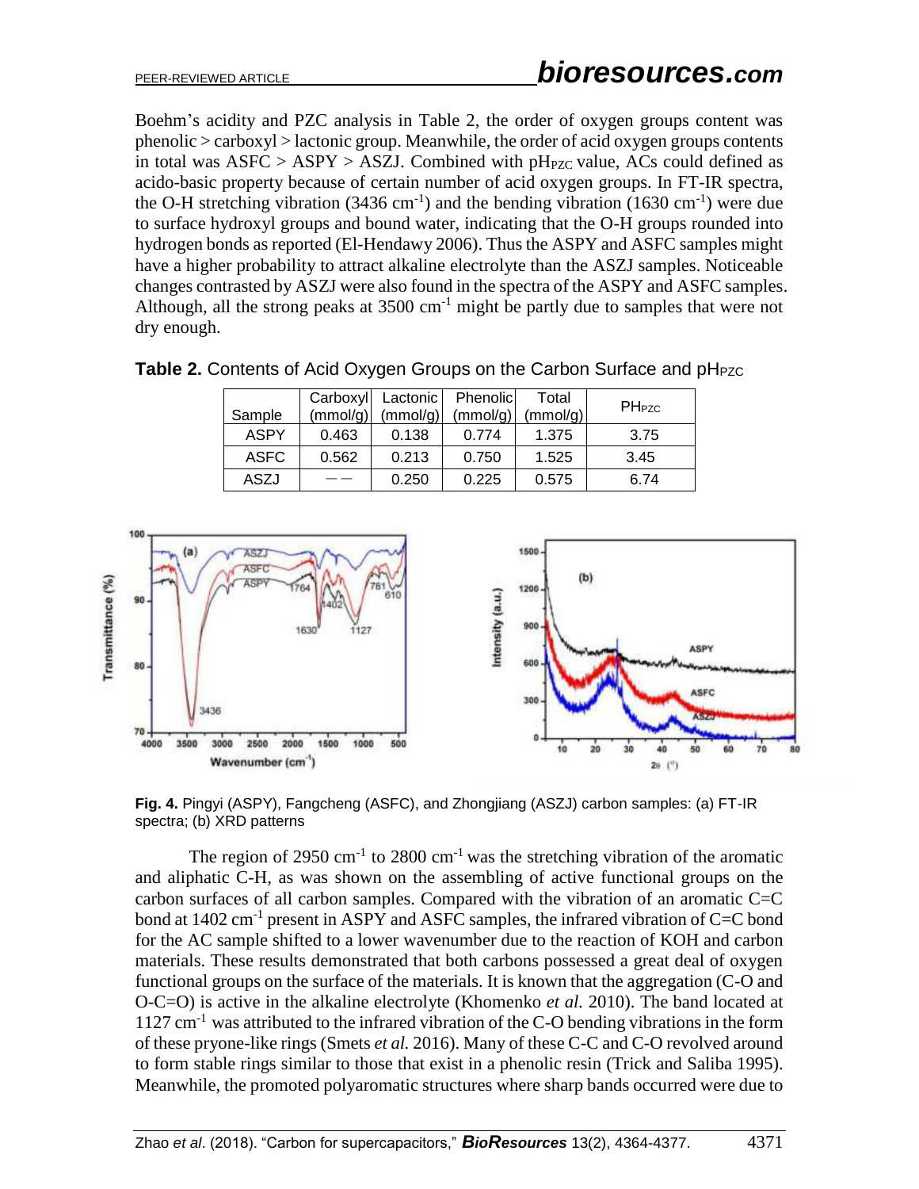Boehm's acidity and PZC analysis in Table 2, the order of oxygen groups content was phenolic > carboxyl > lactonic group. Meanwhile, the order of acid oxygen groups contents in total was ASFC > ASPY > ASZJ. Combined with $pH_{PZC}$ value, ACs could defined as acido-basic property because of certain number of acid oxygen groups. In FT-IR spectra, the O-H stretching vibration (3436 $cm^{-1}$) and the bending vibration (1630 $cm^{-1}$) were due to surface hydroxyl groups and bound water, indicating that the O-H groups rounded into hydrogen bonds as reported (El-Hendawy 2006). Thus the ASPY and ASFC samples might have a higher probability to attract alkaline electrolyte than the ASZJ samples. Noticeable changes contrasted by ASZJ were also found in the spectra of the ASPY and ASFC samples. Although, all the strong peaks at 3500 $cm^{-1}$ might be partly due to samples that were not dry enough.

**Table 2.** Contents of Acid Oxygen Groups on the Carbon Surface and $pH_{PZC}$

| Sample | Carboxyl (mmol/g) | Lactonic (mmol/g) | Phenolic (mmol/g) | Total (mmol/g) | $PH_{PZC}$ |
|---|---|---|---|---|---|
| ASPY | 0.463 | 0.138 | 0.774 | 1.375 | 3.75 |
| ASFC | 0.562 | 0.213 | 0.750 | 1.525 | 3.45 |
| ASZJ | —— | 0.250 | 0.225 | 0.575 | 6.74 |

**Fig. 4.** Pingyi (ASPY), Fangcheng (ASFC), and Zhongjiang (ASZJ) carbon samples: (a) FT-IR spectra; (b) XRD patterns

The region of 2950 $cm^{-1}$ to 2800 $cm^{-1}$ was the stretching vibration of the aromatic and aliphatic C-H, as was shown on the assembling of active functional groups on the carbon surfaces of all carbon samples. Compared with the vibration of an aromatic C=C bond at 1402 $cm^{-1}$ present in ASPY and ASFC samples, the infrared vibration of C=C bond for the AC sample shifted to a lower wavenumber due to the reaction of KOH and carbon materials. These results demonstrated that both carbons possessed a great deal of oxygen functional groups on the surface of the materials. It is known that the aggregation (C-O and O-C=O) is active in the alkaline electrolyte (Khomenko *et al.* 2010). The band located at 1127 $cm^{-1}$ was attributed to the infrared vibration of the C-O bending vibrations in the form of these pryone-like rings (Smets *et al.* 2016). Many of these C-C and C-O revolved around to form stable rings similar to those that exist in a phenolic resin (Trick and Saliba 1995). Meanwhile, the promoted polyaromatic structures where sharp bands occurred were due to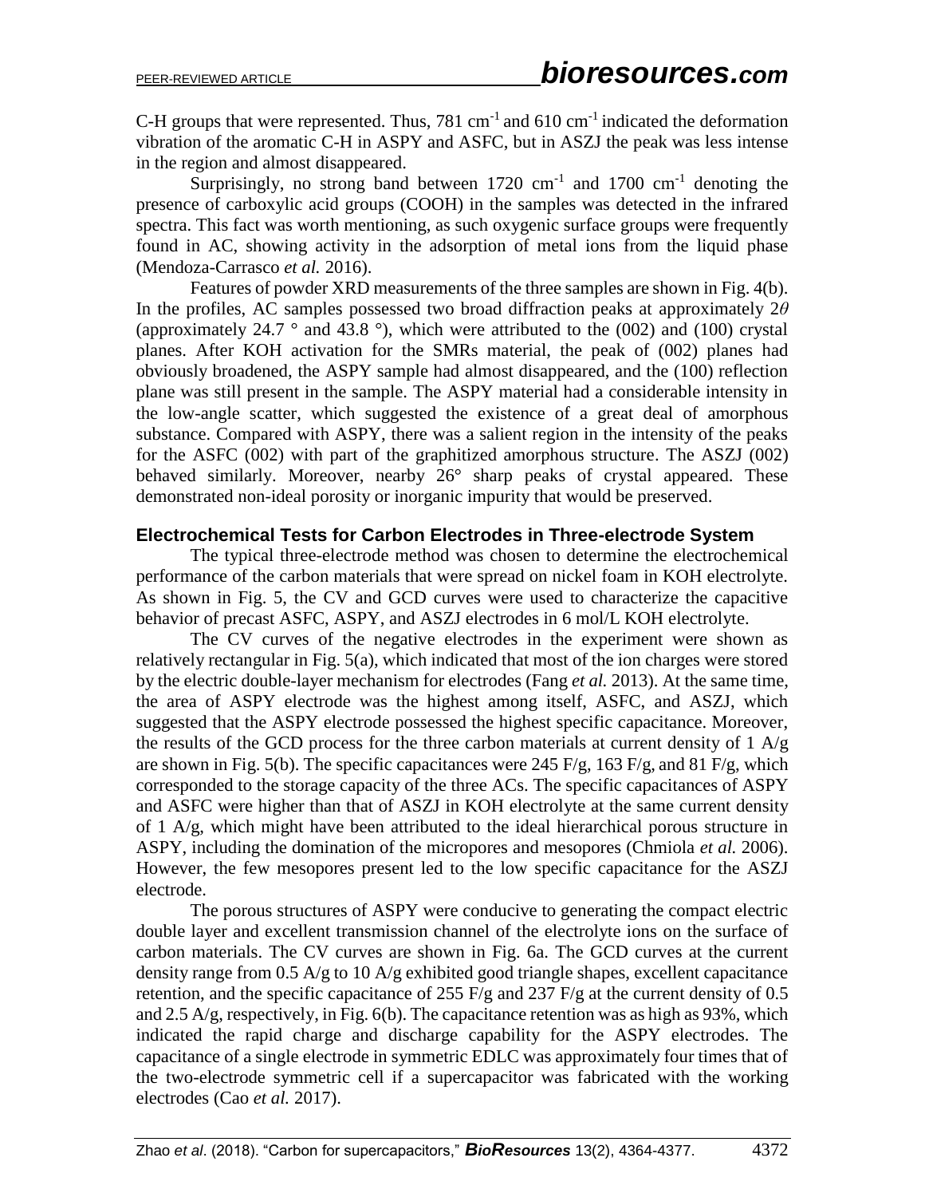C-H groups that were represented. Thus, 781 $cm^{-1}$ and 610 $cm^{-1}$ indicated the deformation vibration of the aromatic C-H in ASPY and ASFC, but in ASZJ the peak was less intense in the region and almost disappeared.

Surprisingly, no strong band between 1720 $cm^{-1}$ and 1700 $cm^{-1}$ denoting the presence of carboxylic acid groups (COOH) in the samples was detected in the infrared spectra. This fact was worth mentioning, as such oxygenic surface groups were frequently found in AC, showing activity in the adsorption of metal ions from the liquid phase (Mendoza-Carrasco *et al.* 2016).

Features of powder XRD measurements of the three samples are shown in Fig. 4(b). In the profiles, AC samples possessed two broad diffraction peaks at approximately $2\theta$ (approximately 24.7 ° and 43.8 °), which were attributed to the (002) and (100) crystal planes. After KOH activation for the SMRs material, the peak of (002) planes had obviously broadened, the ASPY sample had almost disappeared, and the (100) reflection plane was still present in the sample. The ASPY material had a considerable intensity in the low-angle scatter, which suggested the existence of a great deal of amorphous substance. Compared with ASPY, there was a salient region in the intensity of the peaks for the ASFC (002) with part of the graphitized amorphous structure. The ASZJ (002) behaved similarly. Moreover, nearby 26° sharp peaks of crystal appeared. These demonstrated non-ideal porosity or inorganic impurity that would be preserved.

## Electrochemical Tests for Carbon Electrodes in Three-electrode System

The typical three-electrode method was chosen to determine the electrochemical performance of the carbon materials that were spread on nickel foam in KOH electrolyte. As shown in Fig. 5, the CV and GCD curves were used to characterize the capacitive behavior of precast ASFC, ASPY, and ASZJ electrodes in 6 mol/L KOH electrolyte.

The CV curves of the negative electrodes in the experiment were shown as relatively rectangular in Fig. 5(a), which indicated that most of the ion charges were stored by the electric double-layer mechanism for electrodes (Fang *et al.* 2013). At the same time, the area of ASPY electrode was the highest among itself, ASFC, and ASZJ, which suggested that the ASPY electrode possessed the highest specific capacitance. Moreover, the results of the GCD process for the three carbon materials at current density of 1 A/g are shown in Fig. 5(b). The specific capacitances were 245 F/g, 163 F/g, and 81 F/g, which corresponded to the storage capacity of the three ACs. The specific capacitances of ASPY and ASFC were higher than that of ASZJ in KOH electrolyte at the same current density of 1 A/g, which might have been attributed to the ideal hierarchical porous structure in ASPY, including the domination of the micropores and mesopores (Chmiola *et al.* 2006). However, the few mesopores present led to the low specific capacitance for the ASZJ electrode.

The porous structures of ASPY were conducive to generating the compact electric double layer and excellent transmission channel of the electrolyte ions on the surface of carbon materials. The CV curves are shown in Fig. 6a. The GCD curves at the current density range from 0.5 A/g to 10 A/g exhibited good triangle shapes, excellent capacitance retention, and the specific capacitance of 255 F/g and 237 F/g at the current density of 0.5 and 2.5 A/g, respectively, in Fig. 6(b). The capacitance retention was as high as 93%, which indicated the rapid charge and discharge capability for the ASPY electrodes. The capacitance of a single electrode in symmetric EDLC was approximately four times that of the two-electrode symmetric cell if a supercapacitor was fabricated with the working electrodes (Cao *et al.* 2017).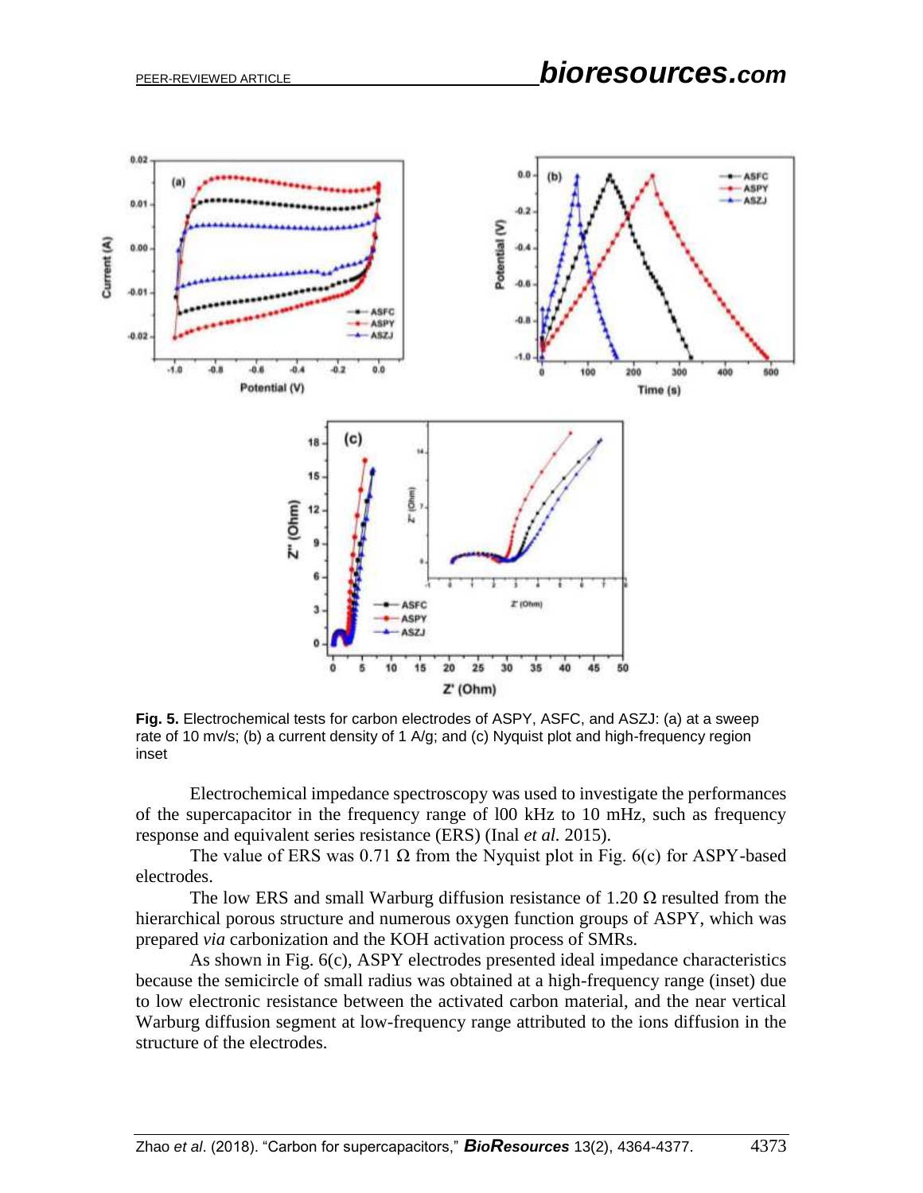**Fig. 5.** Electrochemical tests for carbon electrodes of ASPY, ASFC, and ASZJ: (a) at a sweep rate of 10 mv/s; (b) a current density of 1 A/g; and (c) Nyquist plot and high-frequency region inset

Electrochemical impedance spectroscopy was used to investigate the performances of the supercapacitor in the frequency range of l00 kHz to 10 mHz, such as frequency response and equivalent series resistance (ERS) (Inal *et al.* 2015).

The value of ERS was 0.71 Ω from the Nyquist plot in Fig. 6(c) for ASPY-based electrodes.

The low ERS and small Warburg diffusion resistance of 1.20 Ω resulted from the hierarchical porous structure and numerous oxygen function groups of ASPY, which was prepared *via* carbonization and the KOH activation process of SMRs.

As shown in Fig. 6(c), ASPY electrodes presented ideal impedance characteristics because the semicircle of small radius was obtained at a high-frequency range (inset) due to low electronic resistance between the activated carbon material, and the near vertical Warburg diffusion segment at low-frequency range attributed to the ions diffusion in the structure of the electrodes.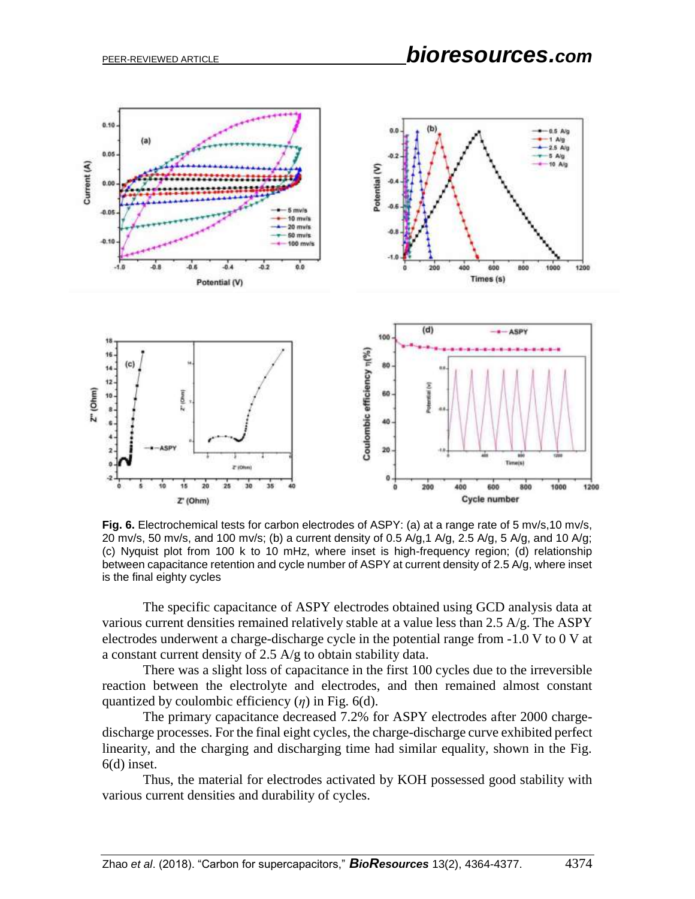**Fig. 6.** Electrochemical tests for carbon electrodes of ASPY: (a) at a range rate of 5 mv/s,10 mv/s, 20 mv/s, 50 mv/s, and 100 mv/s; (b) a current density of 0.5 A/g,1 A/g, 2.5 A/g, 5 A/g, and 10 A/g; (c) Nyquist plot from 100 k to 10 mHz, where inset is high-frequency region; (d) relationship between capacitance retention and cycle number of ASPY at current density of 2.5 A/g, where inset is the final eighty cycles

The specific capacitance of ASPY electrodes obtained using GCD analysis data at various current densities remained relatively stable at a value less than 2.5 A/g. The ASPY electrodes underwent a charge-discharge cycle in the potential range from -1.0 V to 0 V at a constant current density of 2.5 A/g to obtain stability data.

There was a slight loss of capacitance in the first 100 cycles due to the irreversible reaction between the electrolyte and electrodes, and then remained almost constant quantized by coulombic efficiency ($\eta$) in Fig. 6(d).

The primary capacitance decreased 7.2% for ASPY electrodes after 2000 charge-discharge processes. For the final eight cycles, the charge-discharge curve exhibited perfect linearity, and the charging and discharging time had similar equality, shown in the Fig. 6(d) inset.

Thus, the material for electrodes activated by KOH possessed good stability with various current densities and durability of cycles.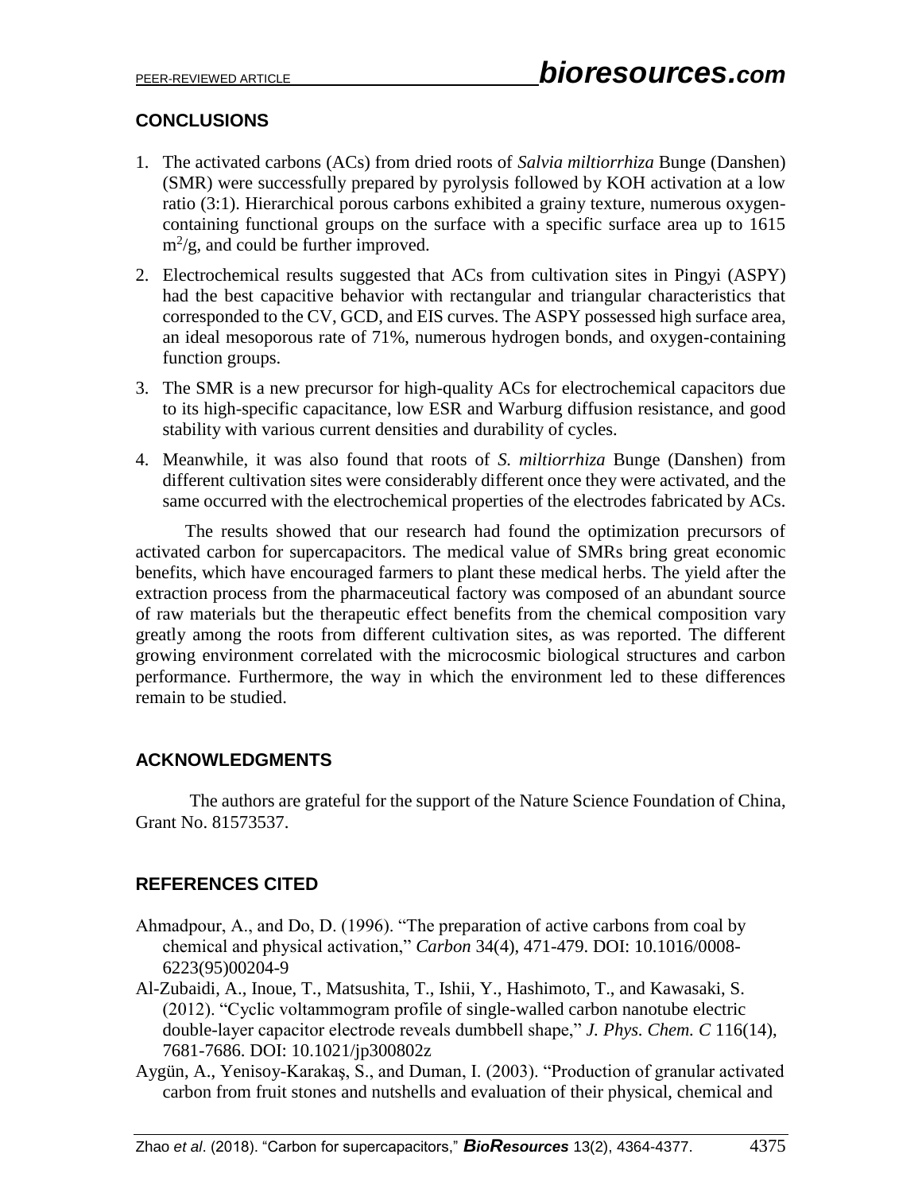## CONCLUSIONS

1. The activated carbons (ACs) from dried roots of *Salvia miltiorrhiza* Bunge (Danshen) (SMR) were successfully prepared by pyrolysis followed by KOH activation at a low ratio (3:1). Hierarchical porous carbons exhibited a grainy texture, numerous oxygen-containing functional groups on the surface with a specific surface area up to 1615 $m^2/g$, and could be further improved.
2. Electrochemical results suggested that ACs from cultivation sites in Pingyi (ASPY) had the best capacitive behavior with rectangular and triangular characteristics that corresponded to the CV, GCD, and EIS curves. The ASPY possessed high surface area, an ideal mesoporous rate of 71%, numerous hydrogen bonds, and oxygen-containing function groups.
3. The SMR is a new precursor for high-quality ACs for electrochemical capacitors due to its high-specific capacitance, low ESR and Warburg diffusion resistance, and good stability with various current densities and durability of cycles.
4. Meanwhile, it was also found that roots of *S. miltiorrhiza* Bunge (Danshen) from different cultivation sites were considerably different once they were activated, and the same occurred with the electrochemical properties of the electrodes fabricated by ACs.

The results showed that our research had found the optimization precursors of activated carbon for supercapacitors. The medical value of SMRs bring great economic benefits, which have encouraged farmers to plant these medical herbs. The yield after the extraction process from the pharmaceutical factory was composed of an abundant source of raw materials but the therapeutic effect benefits from the chemical composition vary greatly among the roots from different cultivation sites, as was reported. The different growing environment correlated with the microcosmic biological structures and carbon performance. Furthermore, the way in which the environment led to these differences remain to be studied.

## ACKNOWLEDGMENTS

The authors are grateful for the support of the Nature Science Foundation of China, Grant No. 81573537.

## REFERENCES CITED

Ahmadpour, A., and Do, D. (1996). "The preparation of active carbons from coal by chemical and physical activation," *Carbon* 34(4), 471-479. DOI: 10.1016/0008-6223(95)00204-9

Al-Zubaidi, A., Inoue, T., Matsushita, T., Ishii, Y., Hashimoto, T., and Kawasaki, S. (2012). "Cyclic voltammogram profile of single-walled carbon nanotube electric double-layer capacitor electrode reveals dumbbell shape," *J. Phys. Chem. C* 116(14), 7681-7686. DOI: 10.1021/jp300802z

Aygün, A., Yenisoy-Karakaş, S., and Duman, I. (2003). "Production of granular activated carbon from fruit stones and nutshells and evaluation of their physical, chemical and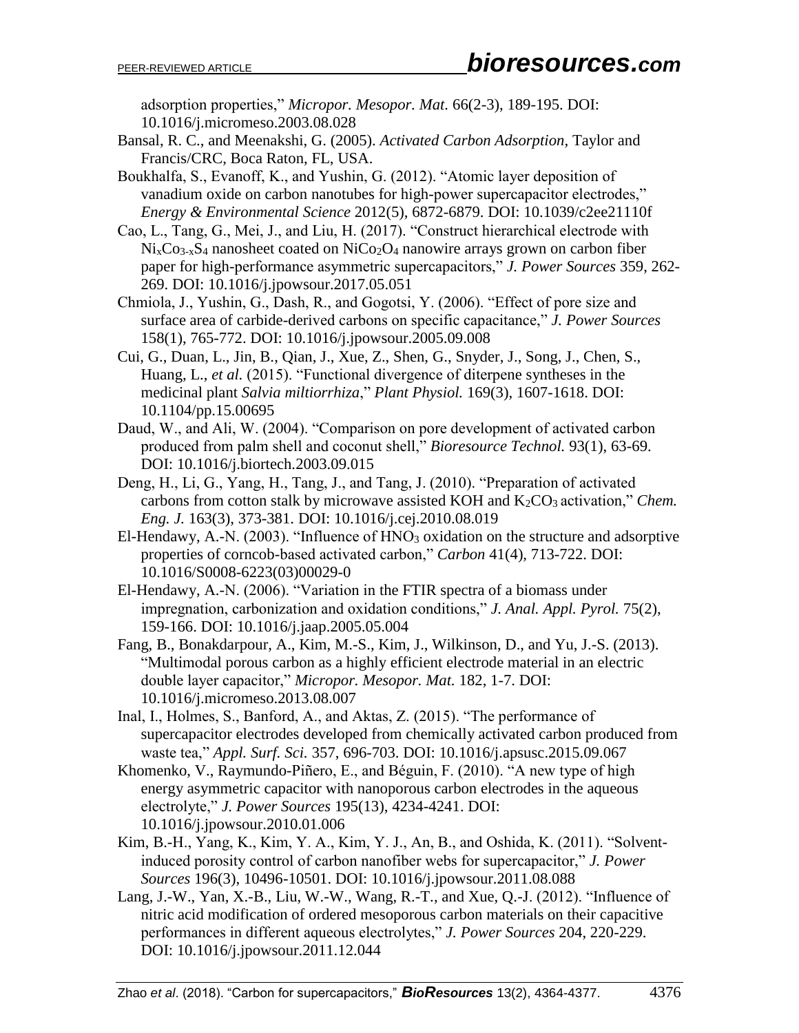adsorption properties," *Micropor. Mesopor. Mat.* 66(2-3), 189-195. DOI: 10.1016/j.micromeso.2003.08.028

Bansal, R. C., and Meenakshi, G. (2005). *Activated Carbon Adsorption*, Taylor and Francis/CRC, Boca Raton, FL, USA.

Boukhalfa, S., Evanoff, K., and Yushin, G. (2012). "Atomic layer deposition of vanadium oxide on carbon nanotubes for high-power supercapacitor electrodes," *Energy & Environmental Science* 2012(5), 6872-6879. DOI: 10.1039/c2ee21110f

Cao, L., Tang, G., Mei, J., and Liu, H. (2017). "Construct hierarchical electrode with $Ni_xCo_{3-x}S_4$ nanosheet coated on $NiCo_2O_4$ nanowire arrays grown on carbon fiber paper for high-performance asymmetric supercapacitors," *J. Power Sources* 359, 262-269. DOI: 10.1016/j.jpowsour.2017.05.051

Chmiola, J., Yushin, G., Dash, R., and Gogotsi, Y. (2006). "Effect of pore size and surface area of carbide-derived carbons on specific capacitance," *J. Power Sources* 158(1), 765-772. DOI: 10.1016/j.jpowsour.2005.09.008

Cui, G., Duan, L., Jin, B., Qian, J., Xue, Z., Shen, G., Snyder, J., Song, J., Chen, S., Huang, L., *et al.* (2015). "Functional divergence of diterpene syntheses in the medicinal plant *Salvia miltiorrhiza*," *Plant Physiol.* 169(3), 1607-1618. DOI: 10.1104/pp.15.00695

Daud, W., and Ali, W. (2004). "Comparison on pore development of activated carbon produced from palm shell and coconut shell," *Bioresource Technol.* 93(1), 63-69. DOI: 10.1016/j.biortech.2003.09.015

Deng, H., Li, G., Yang, H., Tang, J., and Tang, J. (2010). "Preparation of activated carbons from cotton stalk by microwave assisted KOH and $K_2CO_3$ activation," *Chem. Eng. J.* 163(3), 373-381. DOI: 10.1016/j.cej.2010.08.019

El-Hendawy, A.-N. (2003). "Influence of $HNO_3$ oxidation on the structure and adsorptive properties of corncob-based activated carbon," *Carbon* 41(4), 713-722. DOI: 10.1016/S0008-6223(03)00029-0

El-Hendawy, A.-N. (2006). "Variation in the FTIR spectra of a biomass under impregnation, carbonization and oxidation conditions," *J. Anal. Appl. Pyrol.* 75(2), 159-166. DOI: 10.1016/j.jaap.2005.05.004

Fang, B., Bonakdarpour, A., Kim, M.-S., Kim, J., Wilkinson, D., and Yu, J.-S. (2013). "Multimodal porous carbon as a highly efficient electrode material in an electric double layer capacitor," *Micropor. Mesopor. Mat.* 182, 1-7. DOI: 10.1016/j.micromeso.2013.08.007

Inal, I., Holmes, S., Banford, A., and Aktas, Z. (2015). "The performance of supercapacitor electrodes developed from chemically activated carbon produced from waste tea," *Appl. Surf. Sci.* 357, 696-703. DOI: 10.1016/j.apsusc.2015.09.067

Khomenko, V., Raymundo-Piñero, E., and Béguin, F. (2010). "A new type of high energy asymmetric capacitor with nanoporous carbon electrodes in the aqueous electrolyte," *J. Power Sources* 195(13), 4234-4241. DOI: 10.1016/j.jpowsour.2010.01.006

Kim, B.-H., Yang, K., Kim, Y. A., Kim, Y. J., An, B., and Oshida, K. (2011). "Solvent-induced porosity control of carbon nanofiber webs for supercapacitor," *J. Power Sources* 196(3), 10496-10501. DOI: 10.1016/j.jpowsour.2011.08.088

Lang, J.-W., Yan, X.-B., Liu, W.-W., Wang, R.-T., and Xue, Q.-J. (2012). "Influence of nitric acid modification of ordered mesoporous carbon materials on their capacitive performances in different aqueous electrolytes," *J. Power Sources* 204, 220-229. DOI: 10.1016/j.jpowsour.2011.12.044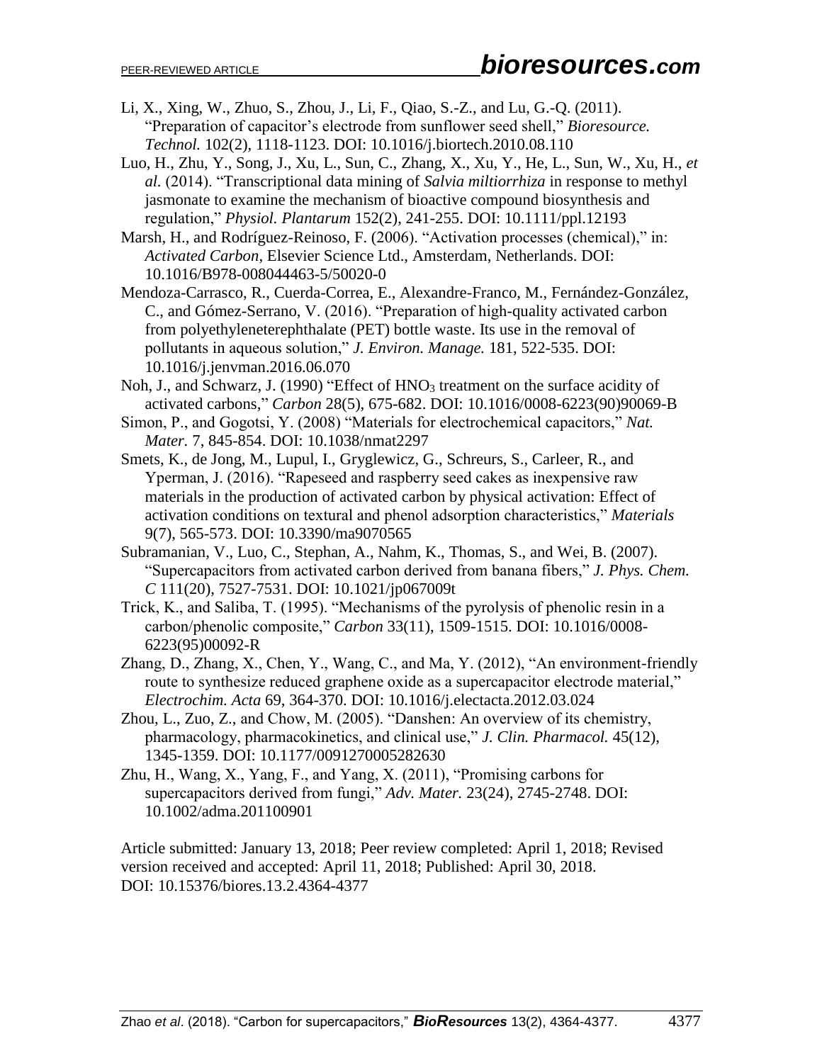Li, X., Xing, W., Zhuo, S., Zhou, J., Li, F., Qiao, S.-Z., and Lu, G.-Q. (2011). "Preparation of capacitor's electrode from sunflower seed shell," *Bioresource. Technol.* 102(2), 1118-1123. DOI: 10.1016/j.biortech.2010.08.110

Luo, H., Zhu, Y., Song, J., Xu, L., Sun, C., Zhang, X., Xu, Y., He, L., Sun, W., Xu, H., *et al.* (2014). "Transcriptional data mining of *Salvia miltiorrhiza* in response to methyl jasmonate to examine the mechanism of bioactive compound biosynthesis and regulation," *Physiol. Plantarum* 152(2), 241-255. DOI: 10.1111/ppl.12193

Marsh, H., and Rodríguez-Reinoso, F. (2006). "Activation processes (chemical)," in: *Activated Carbon*, Elsevier Science Ltd., Amsterdam, Netherlands. DOI: 10.1016/B978-008044463-5/50020-0

Mendoza-Carrasco, R., Cuerda-Correa, E., Alexandre-Franco, M., Fernández-González, C., and Gómez-Serrano, V. (2016). "Preparation of high-quality activated carbon from polyethyleneterephthalate (PET) bottle waste. Its use in the removal of pollutants in aqueous solution," *J. Environ. Manage.* 181, 522-535. DOI: 10.1016/j.jenvman.2016.06.070

Noh, J., and Schwarz, J. (1990) "Effect of $HNO_3$ treatment on the surface acidity of activated carbons," *Carbon* 28(5), 675-682. DOI: 10.1016/0008-6223(90)90069-B

Simon, P., and Gogotsi, Y. (2008) "Materials for electrochemical capacitors," *Nat. Mater.* 7, 845-854. DOI: 10.1038/nmat2297

Smets, K., de Jong, M., Lupul, I., Gryglewicz, G., Schreurs, S., Carleer, R., and Yperman, J. (2016). "Rapeseed and raspberry seed cakes as inexpensive raw materials in the production of activated carbon by physical activation: Effect of activation conditions on textural and phenol adsorption characteristics," *Materials* 9(7), 565-573. DOI: 10.3390/ma9070565

Subramanian, V., Luo, C., Stephan, A., Nahm, K., Thomas, S., and Wei, B. (2007). "Supercapacitors from activated carbon derived from banana fibers," *J. Phys. Chem. C* 111(20), 7527-7531. DOI: 10.1021/jp067009t

Trick, K., and Saliba, T. (1995). "Mechanisms of the pyrolysis of phenolic resin in a carbon/phenolic composite," *Carbon* 33(11), 1509-1515. DOI: 10.1016/0008-6223(95)00092-R

Zhang, D., Zhang, X., Chen, Y., Wang, C., and Ma, Y. (2012), "An environment-friendly route to synthesize reduced graphene oxide as a supercapacitor electrode material," *Electrochim. Acta* 69, 364-370. DOI: 10.1016/j.electacta.2012.03.024

Zhou, L., Zuo, Z., and Chow, M. (2005). "Danshen: An overview of its chemistry, pharmacology, pharmacokinetics, and clinical use," *J. Clin. Pharmacol.* 45(12), 1345-1359. DOI: 10.1177/0091270005282630

Zhu, H., Wang, X., Yang, F., and Yang, X. (2011), "Promising carbons for supercapacitors derived from fungi," *Adv. Mater.* 23(24), 2745-2748. DOI: 10.1002/adma.201100901

Article submitted: January 13, 2018; Peer review completed: April 1, 2018; Revised version received and accepted: April 11, 2018; Published: April 30, 2018.
DOI: 10.15376/biores.13.2.4364-4377